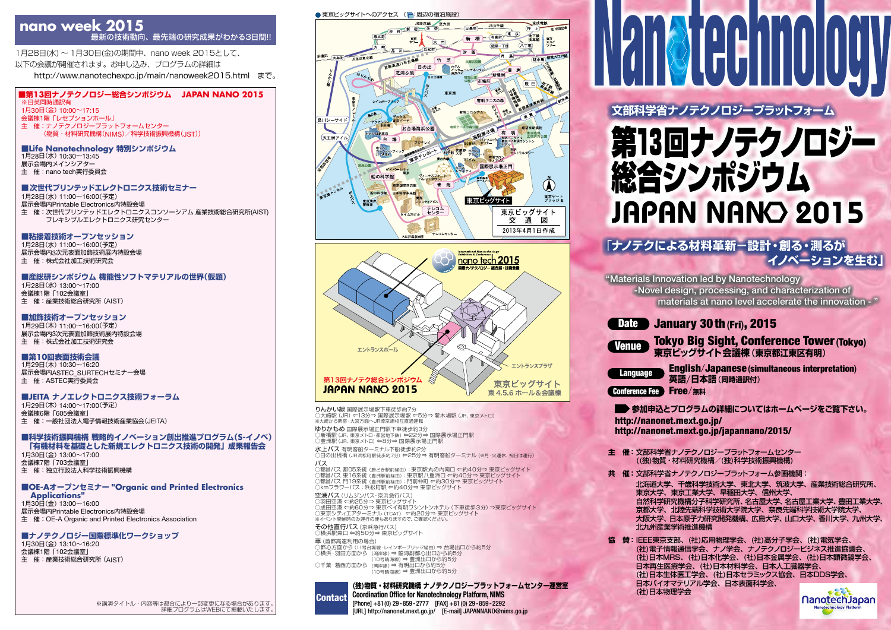## nano week 2015

最新の技術動向、最先端の研究成果がわかる3日間!!

1月28日(水) ～ 1月30日(金)の期間中、nano week 2015として、以下の会議が開催されます。お申し込み、プログラムの詳細は

http://www.nanotechexpo.jp/main/nanoweek2015.html まで。

### ■第13回ナノテクノロジー総合シンポジウム JAPAN NANO 2015

※日英同時通訳有
1月30日(金) 10:00～17:15
会議棟1階「レセプションホール」
主 催：ナノテクノロジープラットフォームセンター
（物質・材料研究機構(NIMS)／科学技術振興機構(JST)）

### ■Life Nanotechnology 特別シンポジウム

1月28日(水) 10:30～13:45
展示会場内メインシアター
主 催：nano tech実行委員会

### ■次世代プリンテッドエレクトロニクス技術セミナー

1月28日(水) 11:00～16:00(予定)
展示会場内Printable Electronics内特設会場
主 催：次世代プリンテッドエレクトロニクスコンソーシアム 産業技術総合研究所(AIST) フレキシブルエレクトロニクス研究センター

### ■粘接着技術オープンセッション

1月28日(水) 11:00～16:00(予定)
展示会場内3次元表面加飾技術展内特設会場
主 催：株式会社加工技術研究会

### ■産総研シンポジウム 機能性ソフトマテリアルの世界(仮題)

1月28日(水) 13:00～17:00
会議棟1階「102会議室」
主 催：産業技術総合研究所 (AIST)

### ■加飾技術オープンセッション

1月29日(木) 11:00～16:00(予定)
展示会場内3次元表面加飾技術展内特設会場
主 催：株式会社加工技術研究会

### ■第10回表面技術会議

1月29日(木) 10:30～16:20
展示会場内ASTEC_SURTECHセミナー会場
主 催：ASTEC実行委員会

### ■JEITA ナノエレクトロニクス技術フォーラム

1月29日(木) 14:00～17:00(予定)
会議棟6階「605会議室」
主 催：一般社団法人電子情報技術産業協会(JEITA)

### ■科学技術振興機構 戦略的イノベーション創出推進プログラム(S-イノベ)「有機材料を基礎とした新規エレクトロニクス技術の開発」成果報告会

1月30日(金) 13:00～17:00
会議棟7階「703会議室」
主 催：独立行政法人科学技術振興機構

### ■OE-Aオープンセミナー "Organic and Printed Electronics Applications"

1月30日(金) 13:00～16:00
展示会場内Printable Electronics内特設会場
主 催：OE-A Organic and Printed Electronics Association

### ■ナノテクノロジー国際標準化ワークショップ

1月30日(金) 13:10～16:20
会議棟1階「102会議室」
主 催：産業技術総合研究所 (AIST)

※講演タイトル・内容等は都合により一部変更になる場合があります。
詳細プログラムはWEBにて掲載いたします。

---

● 東京ビッグサイトへのアクセス （■:周辺の宿泊施設）

東京ビッグサイト 交通図
2013年4月1日作成

nano tech 2015
第13回ナノテク総合シンポジウム
JAPAN NANO 2015
東京ビッグサイト
東 4.5.6 ホール&会議棟
エントランスホール
エントランスプラザ

**りんかい線** 国際展示場駅下車徒歩約7分
○大崎駅 (JR) ⇐13分⇒ 国際展示場駅 ⇐5分⇒ 新木場駅 (JR、東京メトロ)
※大崎から新宿・大宮方面へJR埼京線相互直通運転

**ゆりかもめ** 国際展示場正門駅下車徒歩約3分
○新橋駅 (JR、東京メトロ・都営地下鉄) ⇐22分⇒ 国際展示場正門駅
○豊洲駅 (JR、東京メトロ) ⇐8分⇒ 国際展示場正門駅

**水上バス** 有明客船ターミナル下船徒歩約2分
○日の出桟橋 (JR浜松町駅徒歩約7分) ⇐25分⇒ 有明客船ターミナル (※月・火運休、祝日は運行)

**バス**
○都営バス 都05系統 (勝どき駅前経由)：東京駅丸の内南口 ⇐約40分⇒ 東京ビッグサイト
○都営バス 東16系統 (豊洲駅前経由)：東京駅八重洲口 ⇐約40分⇒ 東京ビッグサイト
○都営バス 門19系統 (豊洲駅前経由)：門前仲町 ⇐約30分⇒ 東京ビッグサイト
○kmフラワーバス：浜松町 ⇐約40分⇒ 東京ビッグサイト

**空港バス** (リムジンバス・京浜急行バス)
○羽田空港 ⇐約25分⇒ 東京ビッグサイト
○成田空港 ⇐約60分⇒ 東京ベイ有明ワシントンホテル (下車徒歩3分) ⇒東京ビッグサイト
○東京シティエアターミナル (TCAT) ⇐約20分⇒ 東京ビッグサイト
※イベント開催時のみ運行の便もありますので、ご確認ください。

**その他直行バス** (京浜急行バス)
○横浜駅東口 ⇐約50分⇒ 東京ビッグサイト

**車** (首都高速利用の場合)
○都心方面から (11号台場線・レインボーブリッジ経由) ⇒ 台場出口から約5分
○横浜・羽田方面から (湾岸線) ⇒ 臨海副都心出口から約5分
(10号晴海線) ⇒ 豊洲出口から約5分
○千葉・葛西方面から (湾岸線) ⇒ 有明出口から約5分
(10号晴海線) ⇒ 豊洲出口から約5分

**Contact**
**(独)物質・材料研究機構 ナノテクノロジープラットフォームセンター運営室**
**Coordination Office for Nanotechnology Platform, NIMS**
[PHONE] +81(0) 29-859-2777 [FAX] +81(0) 29-859-2292
[URL] http://nanonet.mext.go.jp/ [E-mail] JAPANNANO@nims.go.jp

---

# Nanotechnology

## 文部科学省ナノテクノロジープラットフォーム

# 第13回ナノテクノロジー総合シンポジウム JAPAN NANO 2015

## 「ナノテクによる材料革新ー設計・創る・測るがイノベーションを生む」

"Materials Innovation led by Nanotechnology -Novel design, processing, and characterization of materials at nano level accelerate the innovation - "

**Date** January 30th (Fri), 2015

**Venue** Tokyo Big Sight, Conference Tower (Tokyo)
東京ビッグサイト 会議棟（東京都江東区有明）

**Language** English/Japanese (simultaneous interpretation)
英語/日本語（同時通訳付）

**Conference Fee** Free/無料

**参加申込とプログラムの詳細についてはホームページをご覧下さい。**
http://nanonet.mext.go.jp/
http://nanonet.mext.go.jp/japannano/2015/

**主 催：** 文部科学省ナノテクノロジープラットフォームセンター
（(独)物質・材料研究機構／(独)科学技術振興機構）

**共 催：** 文部科学省ナノテクノロジープラットフォーム参画機関：
北海道大学、千歳科学技術大学、東北大学、筑波大学、産業技術総合研究所、東京大学、東京工業大学、早稲田大学、信州大学、自然科学研究機構分子科学研究所、名古屋大学、名古屋工業大学、豊田工業大学、京都大学、北陸先端科学技術大学院大学、奈良先端科学技術大学院大学、大阪大学、日本原子力研究開発機構、広島大学、山口大学、香川大学、九州大学、北九州産業学術推進機構

**協 賛：** IEEE東京支部、(社)応用物理学会、(社)高分子学会、(社)電気学会、(社)電子情報通信学会、ナノ学会、ナノテクノロジービジネス推進協議会、(社)日本MRS、(社)日本化学会、(社)日本金属学会、(社)日本顕微鏡学会、日本再生医療学会、(社)日本材料学会、日本人工臓器学会、(社)日本生体医工学会、(社)日本セラミックス協会、日本DDS学会、日本バイオマテリアル学会、日本表面科学会、(社)日本物理学会

NanotechJapan
Nanotechnology Platform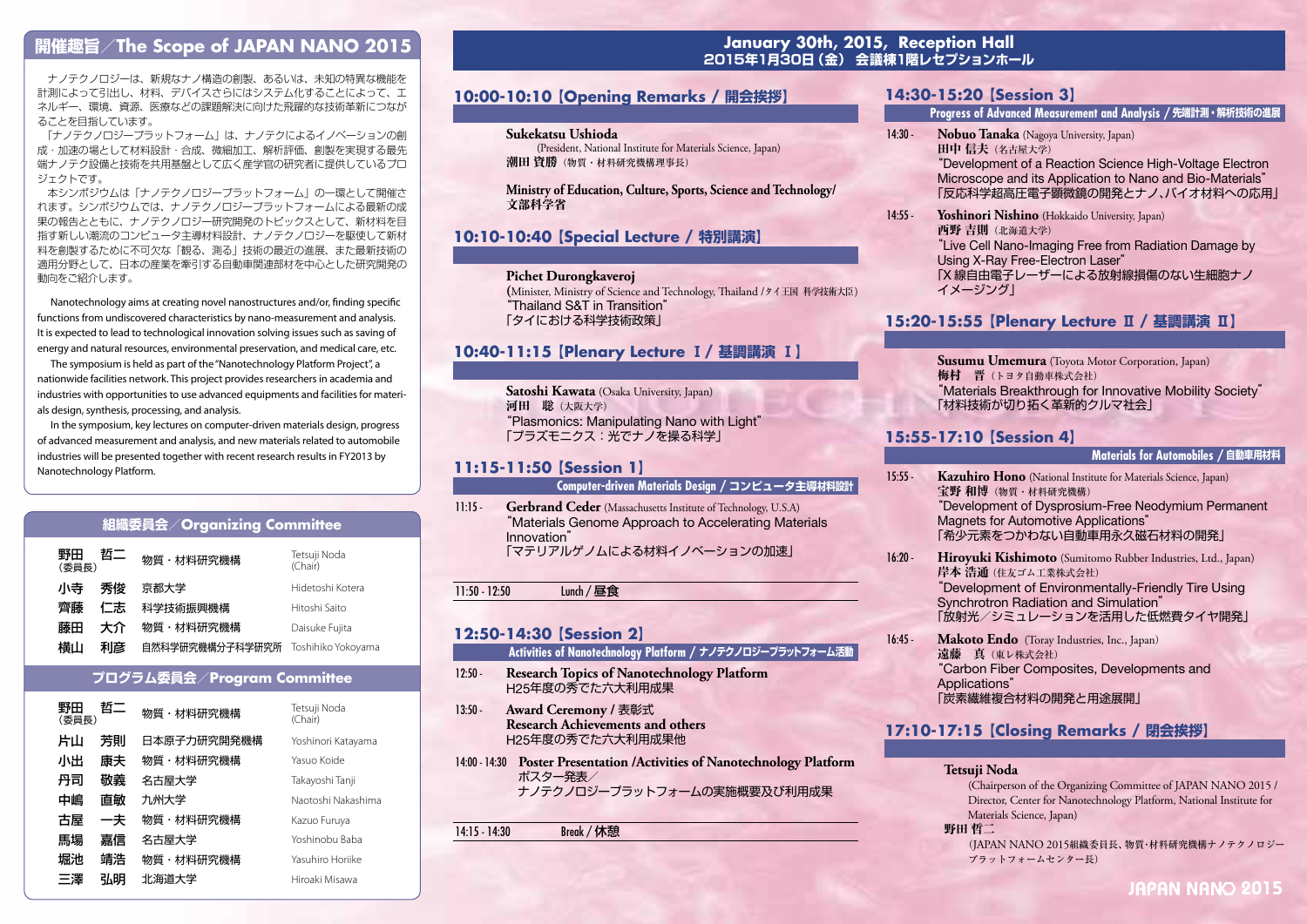## 開催趣旨／The Scope of JAPAN NANO 2015

ナノテクノロジーは、新規なナノ構造の創製、あるいは、未知の特異な機能を計測によって引出し、材料、デバイスさらにはシステム化することによって、エネルギー、環境、資源、医療などの課題解決に向けた飛躍的な技術革新につながることを目指しています。

「ナノテクノロジープラットフォーム」は、ナノテクによるイノベーションの創成・加速の場として材料設計・合成、微細加工、解析評価、創製を実現する最先端ナノテク設備と技術を共用基盤として広く産学官の研究者に提供しているプロジェクトです。

本シンポジウムは「ナノテクノロジープラットフォーム」の一環として開催されます。シンポジウムでは、ナノテクノロジープラットフォームによる最新の成果の報告とともに、ナノテクノロジー研究開発のトピックスとして、新材料を目指す新しい潮流のコンピュータ主導材料設計、ナノテクノロジーを駆使して新材料を創製するために不可欠な「観る、測る」技術の最近の進展、また最新技術の適用分野として、日本の産業を牽引する自動車関連部材を中心とした研究開発の動向をご紹介します。

Nanotechnology aims at creating novel nanostructures and/or, finding specific functions from undiscovered characteristics by nano-measurement and analysis. It is expected to lead to technological innovation solving issues such as saving of energy and natural resources, environmental preservation, and medical care, etc.

The symposium is held as part of the "Nanotechnology Platform Project", a nationwide facilities network. This project provides researchers in academia and industries with opportunities to use advanced equipments and facilities for materials design, synthesis, processing, and analysis.

In the symposium, key lectures on computer-driven materials design, progress of advanced measurement and analysis, and new materials related to automobile industries will be presented together with recent research results in FY2013 by Nanotechnology Platform.

## 組織委員会／Organizing Committee

| | | |
|---|---|---|
| 野田　哲二（委員長） | 物質・材料研究機構 | Tetsuji Noda (Chair) |
| 小寺　秀俊 | 京都大学 | Hidetoshi Kotera |
| 齊藤　仁志 | 科学技術振興機構 | Hitoshi Saito |
| 藤田　大介 | 物質・材料研究機構 | Daisuke Fujita |
| 横山　利彦 | 自然科学研究機構分子科学研究所 | Toshihiko Yokoyama |

## プログラム委員会／Program Committee

| | | |
|---|---|---|
| 野田　哲二（委員長） | 物質・材料研究機構 | Tetsuji Noda (Chair) |
| 片山　芳則 | 日本原子力研究開発機構 | Yoshinori Katayama |
| 小出　康夫 | 物質・材料研究機構 | Yasuo Koide |
| 丹司　敬義 | 名古屋大学 | Takayoshi Tanji |
| 中嶋　直敏 | 九州大学 | Naotoshi Nakashima |
| 古屋　一夫 | 物質・材料研究機構 | Kazuo Furuya |
| 馬場　嘉信 | 名古屋大学 | Yoshinobu Baba |
| 堀池　靖浩 | 物質・材料研究機構 | Yasuhiro Horiike |
| 三澤　弘明 | 北海道大学 | Hiroaki Misawa |

## January 30th, 2015, Reception Hall
## 2015年1月30日（金）会議棟1階レセプションホール

### 10:00-10:10【Opening Remarks / 開会挨拶】

**Sukekatsu Ushioda**
(President, National Institute for Materials Science, Japan)
**潮田 資勝**（物質・材料研究機構理事長）

**Ministry of Education, Culture, Sports, Science and Technology/ 文部科学省**

### 10:10-10:40【Special Lecture / 特別講演】

**Pichet Durongkaveroj**
(Minister, Ministry of Science and Technology, Thailand / タイ王国 科学技術大臣)
"Thailand S&T in Transition"
「タイにおける科学技術政策」

### 10:40-11:15【Plenary Lecture Ⅰ / 基調講演 Ⅰ】

**Satoshi Kawata** (Osaka University, Japan)
**河田　聡**（大阪大学）
"Plasmonics: Manipulating Nano with Light"
「プラズモニクス：光でナノを操る科学」

### 11:15-11:50【Session 1】
**Computer-driven Materials Design / コンピュータ主導材料設計**

11:15 - **Gerbrand Ceder** (Massachusetts Institute of Technology, U.S.A)
"Materials Genome Approach to Accelerating Materials Innovation"
「マテリアルゲノムによる材料イノベーションの加速」

11:50 - 12:50　Lunch / 昼食

### 12:50-14:30【Session 2】
**Activities of Nanotechnology Platform / ナノテクノロジープラットフォーム活動**

12:50 - **Research Topics of Nanotechnology Platform**
H25年度の秀でた六大利用成果

13:50 - **Award Ceremony** / 表彰式
**Research Achievements and others**
H25年度の秀でた六大利用成果他

14:00 - 14:30 **Poster Presentation /Activities of Nanotechnology Platform**
ポスター発表／
ナノテクノロジープラットフォームの実施概要及び利用成果

14:15 - 14:30　Break / 休憩

### 14:30-15:20【Session 3】
**Progress of Advanced Measurement and Analysis / 先端計測・解析技術の進展**

14:30 - **Nobuo Tanaka** (Nagoya University, Japan)
**田中 信夫**（名古屋大学）
"Development of a Reaction Science High-Voltage Electron Microscope and its Application to Nano and Bio-Materials"
「反応科学超高圧電子顕微鏡の開発とナノ、バイオ材料への応用」

14:55 - **Yoshinori Nishino** (Hokkaido University, Japan)
**西野 吉則**（北海道大学）
"Live Cell Nano-Imaging Free from Radiation Damage by Using X-Ray Free-Electron Laser"
「X 線自由電子レーザーによる放射線損傷のない生細胞ナノイメージング」

### 15:20-15:55【Plenary Lecture Ⅱ / 基調講演 Ⅱ】

**Susumu Umemura** (Toyota Motor Corporation, Japan)
**梅村　晋**（トヨタ自動車株式会社）
"Materials Breakthrough for Innovative Mobility Society"
「材料技術が切り拓く革新的クルマ社会」

### 15:55-17:10【Session 4】
**Materials for Automobiles / 自動車用材料**

15:55 - **Kazuhiro Hono** (National Institute for Materials Science, Japan)
**宝野 和博**（物質・材料研究機構）
"Development of Dysprosium-Free Neodymium Permanent Magnets for Automotive Applications"
「希少元素をつかわない自動車用永久磁石材料の開発」

16:20 - **Hiroyuki Kishimoto** (Sumitomo Rubber Industries, Ltd., Japan)
**岸本 浩通**（住友ゴム工業株式会社）
"Development of Environmentally-Friendly Tire Using Synchrotron Radiation and Simulation"
「放射光／シミュレーションを活用した低燃費タイヤ開発」

16:45 - **Makoto Endo** (Toray Industries, Inc., Japan)
**遠藤　真**（東レ株式会社）
"Carbon Fiber Composites, Developments and Applications"
「炭素繊維複合材料の開発と用途展開」

### 17:10-17:15【Closing Remarks / 閉会挨拶】

**Tetsuji Noda**
(Chairperson of the Organizing Committee of JAPAN NANO 2015 / Director, Center for Nanotechnology Platform, National Institute for Materials Science, Japan)
**野田 哲二**
(JAPAN NANO 2015組織委員長、物質･材料研究機構ナノテクノロジープラットフォームセンター長)

JAPAN NANO 2015